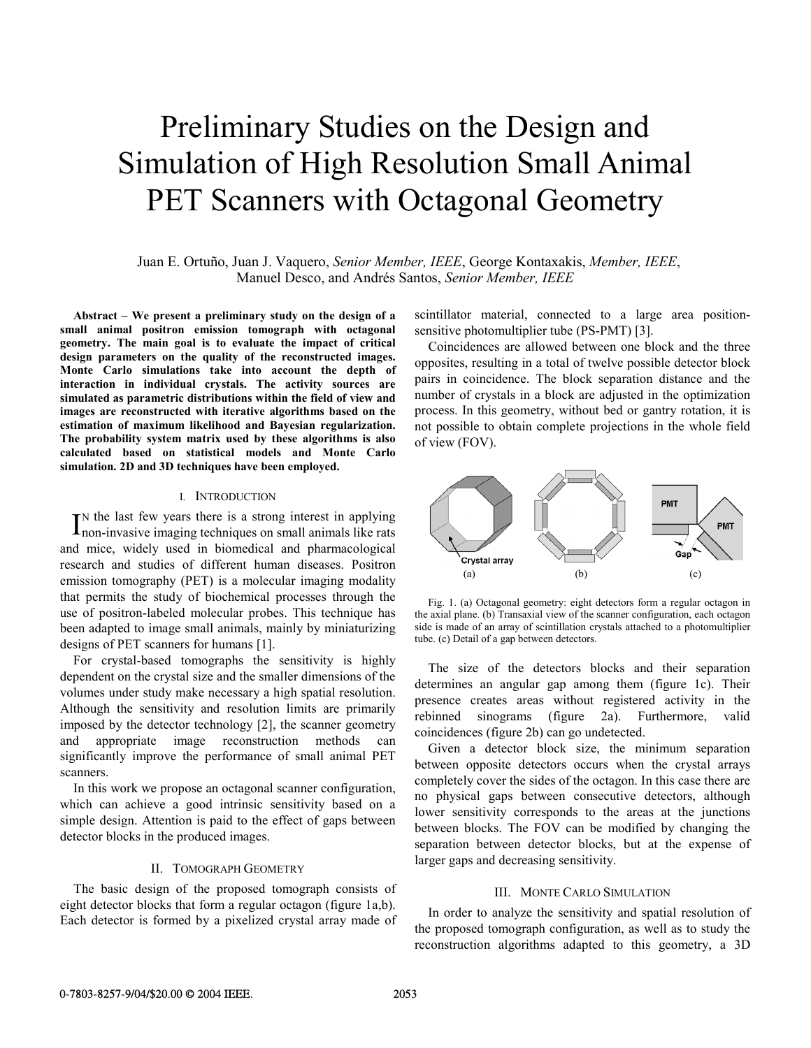# Preliminary Studies on the Design and Simulation of High Resolution Small Animal PET Scanners with Octagonal Geometry

Juan E. Ortuño, Juan J. Vaquero, *Senior Member, IEEE*, George Kontaxakis, *Member, IEEE*, Manuel Desco, and Andrés Santos, *Senior Member, IEEE*

**Abstract – We present a preliminary study on the design of a small animal positron emission tomograph with octagonal geometry. The main goal is to evaluate the impact of critical design parameters on the quality of the reconstructed images. Monte Carlo simulations take into account the depth of interaction in individual crystals. The activity sources are simulated as parametric distributions within the field of view and images are reconstructed with iterative algorithms based on the estimation of maximum likelihood and Bayesian regularization. The probability system matrix used by these algorithms is also calculated based on statistical models and Monte Carlo simulation. 2D and 3D techniques have been employed.**

## I. Introduction

In the last few years there is a strong interest in applying non-invasive imaging techniques on small animals like rats and mice, widely used in biomedical and pharmacological research and studies of different human diseases. Positron emission tomography (PET) is a molecular imaging modality that permits the study of biochemical processes through the use of positron-labeled molecular probes. This technique has been adapted to image small animals, mainly by miniaturizing designs of PET scanners for humans [1].

For crystal-based tomographs the sensitivity is highly dependent on the crystal size and the smaller dimensions of the volumes under study make necessary a high spatial resolution. Although the sensitivity and resolution limits are primarily imposed by the detector technology [2], the scanner geometry and appropriate image reconstruction methods can significantly improve the performance of small animal PET scanners.

In this work we propose an octagonal scanner configuration, which can achieve a good intrinsic sensitivity based on a simple design. Attention is paid to the effect of gaps between detector blocks in the produced images.

## II. Tomograph Geometry

The basic design of the proposed tomograph consists of eight detector blocks that form a regular octagon (figure 1a,b). Each detector is formed by a pixelized crystal array made of scintillator material, connected to a large area position-sensitive photomultiplier tube (PS-PMT) [3].

Coincidences are allowed between one block and the three opposites, resulting in a total of twelve possible detector block pairs in coincidence. The block separation distance and the number of crystals in a block are adjusted in the optimization process. In this geometry, without bed or gantry rotation, it is not possible to obtain complete projections in the whole field of view (FOV).

Fig. 1. (a) Octagonal geometry: eight detectors form a regular octagon in the axial plane. (b) Transaxial view of the scanner configuration, each octagon side is made of an array of scintillation crystals attached to a photomultiplier tube. (c) Detail of a gap between detectors.

The size of the detectors blocks and their separation determines an angular gap among them (figure 1c). Their presence creates areas without registered activity in the rebinned sinograms (figure 2a). Furthermore, valid coincidences (figure 2b) can go undetected.

Given a detector block size, the minimum separation between opposite detectors occurs when the crystal arrays completely cover the sides of the octagon. In this case there are no physical gaps between consecutive detectors, although lower sensitivity corresponds to the areas at the junctions between blocks. The FOV can be modified by changing the separation between detector blocks, but at the expense of larger gaps and decreasing sensitivity.

## III. Monte Carlo Simulation

In order to analyze the sensitivity and spatial resolution of the proposed tomograph configuration, as well as to study the reconstruction algorithms adapted to this geometry, a 3D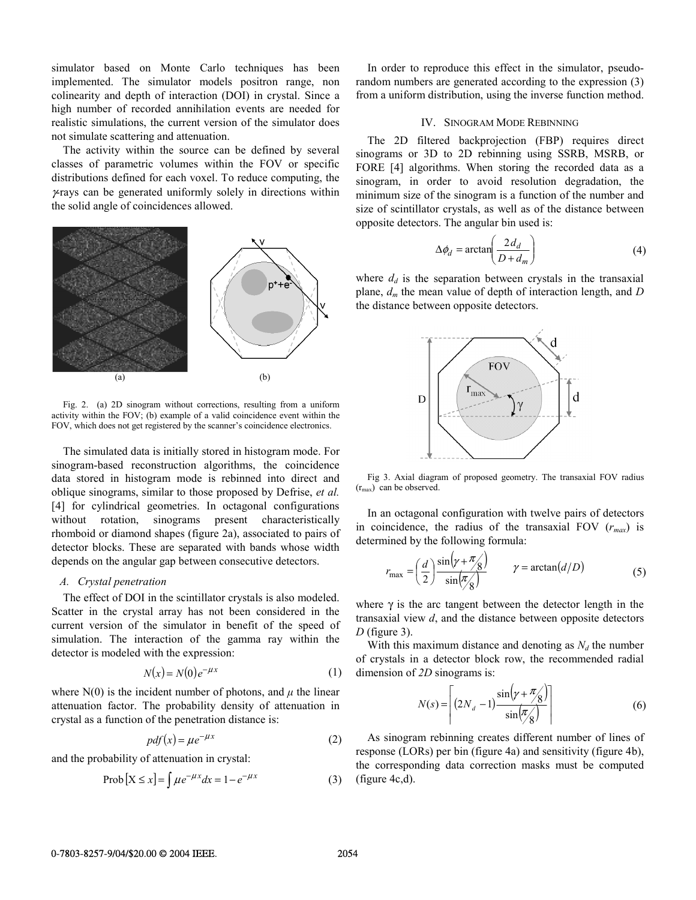simulator based on Monte Carlo techniques has been implemented. The simulator models positron range, non colinearity and depth of interaction (DOI) in crystal. Since a high number of recorded annihilation events are needed for realistic simulations, the current version of the simulator does not simulate scattering and attenuation.

The activity within the source can be defined by several classes of parametric volumes within the FOV or specific distributions defined for each voxel. To reduce computing, the $\gamma$-rays can be generated uniformly solely in directions within the solid angle of coincidences allowed.

Fig. 2. (a) 2D sinogram without corrections, resulting from a uniform activity within the FOV; (b) example of a valid coincidence event within the FOV, which does not get registered by the scanner's coincidence electronics.

The simulated data is initially stored in histogram mode. For sinogram-based reconstruction algorithms, the coincidence data stored in histogram mode is rebinned into direct and oblique sinograms, similar to those proposed by Defrise, *et al.* [4] for cylindrical geometries. In octagonal configurations without rotation, sinograms present characteristically rhomboid or diamond shapes (figure 2a), associated to pairs of detector blocks. These are separated with bands whose width depends on the angular gap between consecutive detectors.

### A. Crystal penetration

The effect of DOI in the scintillator crystals is also modeled. Scatter in the crystal array has not been considered in the current version of the simulator in benefit of the speed of simulation. The interaction of the gamma ray within the detector is modeled with the expression:

$$N(x) = N(0)e^{-\mu x} \tag{1}$$

where N(0) is the incident number of photons, and $\mu$ the linear attenuation factor. The probability density of attenuation in crystal as a function of the penetration distance is:

$$pdf(x) = \mu e^{-\mu x} \tag{2}$$

and the probability of attenuation in crystal:

$$\text{Prob}\left[X \le x\right] = \int \mu e^{-\mu x} dx = 1 - e^{-\mu x} \tag{3}$$

In order to reproduce this effect in the simulator, pseudo-random numbers are generated according to the expression (3) from a uniform distribution, using the inverse function method.

## IV. Sinogram Mode Rebinning

The 2D filtered backprojection (FBP) requires direct sinograms or 3D to 2D rebinning using SSRB, MSRB, or FORE [4] algorithms. When storing the recorded data as a sinogram, in order to avoid resolution degradation, the minimum size of the sinogram is a function of the number and size of scintillator crystals, as well as of the distance between opposite detectors. The angular bin used is:

$$\Delta\phi_d = \arctan\left(\frac{2d_d}{D + d_m}\right) \tag{4}$$

where $d_d$ is the separation between crystals in the transaxial plane, $d_m$ the mean value of depth of interaction length, and $D$ the distance between opposite detectors.

Fig 3. Axial diagram of proposed geometry. The transaxial FOV radius ($r_{max}$) can be observed.

In an octagonal configuration with twelve pairs of detectors in coincidence, the radius of the transaxial FOV ($r_{max}$) is determined by the following formula:

$$r_{\max} = \left(\frac{d}{2}\right)\frac{\sin\left(\gamma + \frac{\pi}{8}\right)}{\sin\left(\frac{\pi}{8}\right)} \qquad \gamma = \arctan(d/D) \tag{5}$$

where $\gamma$ is the arc tangent between the detector length in the transaxial view $d$, and the distance between opposite detectors $D$ (figure 3).

With this maximum distance and denoting as $N_d$ the number of crystals in a detector block row, the recommended radial dimension of *2D* sinograms is:

$$N(s) = \left\lceil (2N_d - 1)\frac{\sin\left(\gamma + \frac{\pi}{8}\right)}{\sin\left(\frac{\pi}{8}\right)} \right\rceil \tag{6}$$

As sinogram rebinning creates different number of lines of response (LORs) per bin (figure 4a) and sensitivity (figure 4b), the corresponding data correction masks must be computed (figure 4c,d).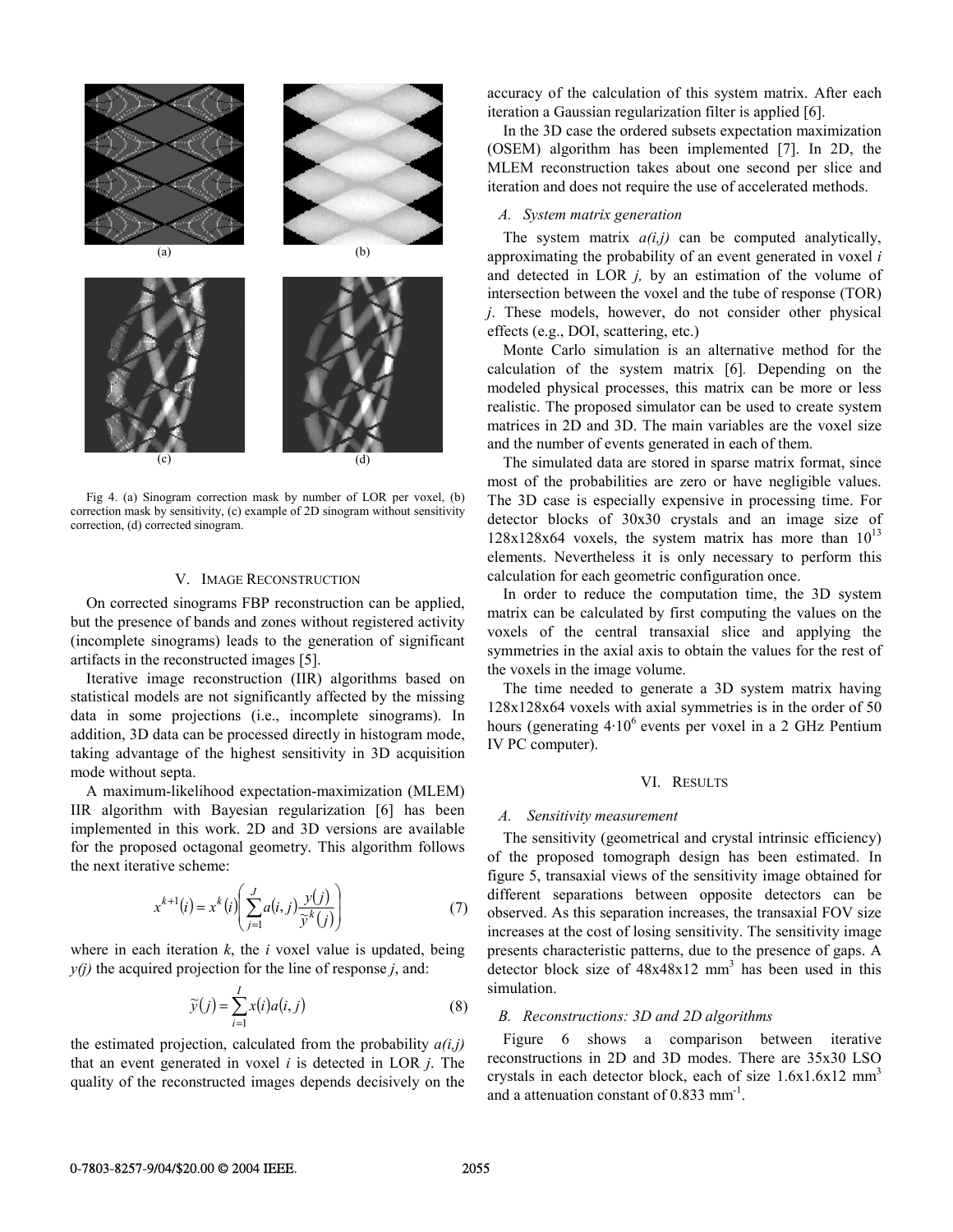(a) (b)

(c) (d)

Fig 4. (a) Sinogram correction mask by number of LOR per voxel, (b) correction mask by sensitivity, (c) example of 2D sinogram without sensitivity correction, (d) corrected sinogram.

## V. Image Reconstruction

On corrected sinograms FBP reconstruction can be applied, but the presence of bands and zones without registered activity (incomplete sinograms) leads to the generation of significant artifacts in the reconstructed images [5].

Iterative image reconstruction (IIR) algorithms based on statistical models are not significantly affected by the missing data in some projections (i.e., incomplete sinograms). In addition, 3D data can be processed directly in histogram mode, taking advantage of the highest sensitivity in 3D acquisition mode without septa.

A maximum-likelihood expectation-maximization (MLEM) IIR algorithm with Bayesian regularization [6] has been implemented in this work. 2D and 3D versions are available for the proposed octagonal geometry. This algorithm follows the next iterative scheme:

$$x^{k+1}(i) = x^k(i)\left(\sum_{j=1}^{J} a(i,j)\frac{y(j)}{\tilde{y}^k(j)}\right) \tag{7}$$

where in each iteration $k$, the $i$ voxel value is updated, being $y(j)$ the acquired projection for the line of response $j$, and:

$$\tilde{y}(j) = \sum_{i=1}^{I} x(i)a(i,j) \tag{8}$$

the estimated projection, calculated from the probability $a(i,j)$ that an event generated in voxel $i$ is detected in LOR $j$. The quality of the reconstructed images depends decisively on the accuracy of the calculation of this system matrix. After each iteration a Gaussian regularization filter is applied [6].

In the 3D case the ordered subsets expectation maximization (OSEM) algorithm has been implemented [7]. In 2D, the MLEM reconstruction takes about one second per slice and iteration and does not require the use of accelerated methods.

### A. System matrix generation

The system matrix $a(i,j)$ can be computed analytically, approximating the probability of an event generated in voxel $i$ and detected in LOR $j$, by an estimation of the volume of intersection between the voxel and the tube of response (TOR) $j$. These models, however, do not consider other physical effects (e.g., DOI, scattering, etc.)

Monte Carlo simulation is an alternative method for the calculation of the system matrix [6]. Depending on the modeled physical processes, this matrix can be more or less realistic. The proposed simulator can be used to create system matrices in 2D and 3D. The main variables are the voxel size and the number of events generated in each of them.

The simulated data are stored in sparse matrix format, since most of the probabilities are zero or have negligible values. The 3D case is especially expensive in processing time. For detector blocks of 30x30 crystals and an image size of 128x128x64 voxels, the system matrix has more than $10^{13}$ elements. Nevertheless it is only necessary to perform this calculation for each geometric configuration once.

In order to reduce the computation time, the 3D system matrix can be calculated by first computing the values on the voxels of the central transaxial slice and applying the symmetries in the axial axis to obtain the values for the rest of the voxels in the image volume.

The time needed to generate a 3D system matrix having 128x128x64 voxels with axial symmetries is in the order of 50 hours (generating $4 \cdot 10^6$ events per voxel in a 2 GHz Pentium IV PC computer).

## VI. Results

### A. Sensitivity measurement

The sensitivity (geometrical and crystal intrinsic efficiency) of the proposed tomograph design has been estimated. In figure 5, transaxial views of the sensitivity image obtained for different separations between opposite detectors can be observed. As this separation increases, the transaxial FOV size increases at the cost of losing sensitivity. The sensitivity image presents characteristic patterns, due to the presence of gaps. A detector block size of 48x48x12 $mm^3$ has been used in this simulation.

### B. Reconstructions: 3D and 2D algorithms

Figure 6 shows a comparison between iterative reconstructions in 2D and 3D modes. There are 35x30 LSO crystals in each detector block, each of size 1.6x1.6x12 $mm^3$ and a attenuation constant of 0.833 $mm^{-1}$.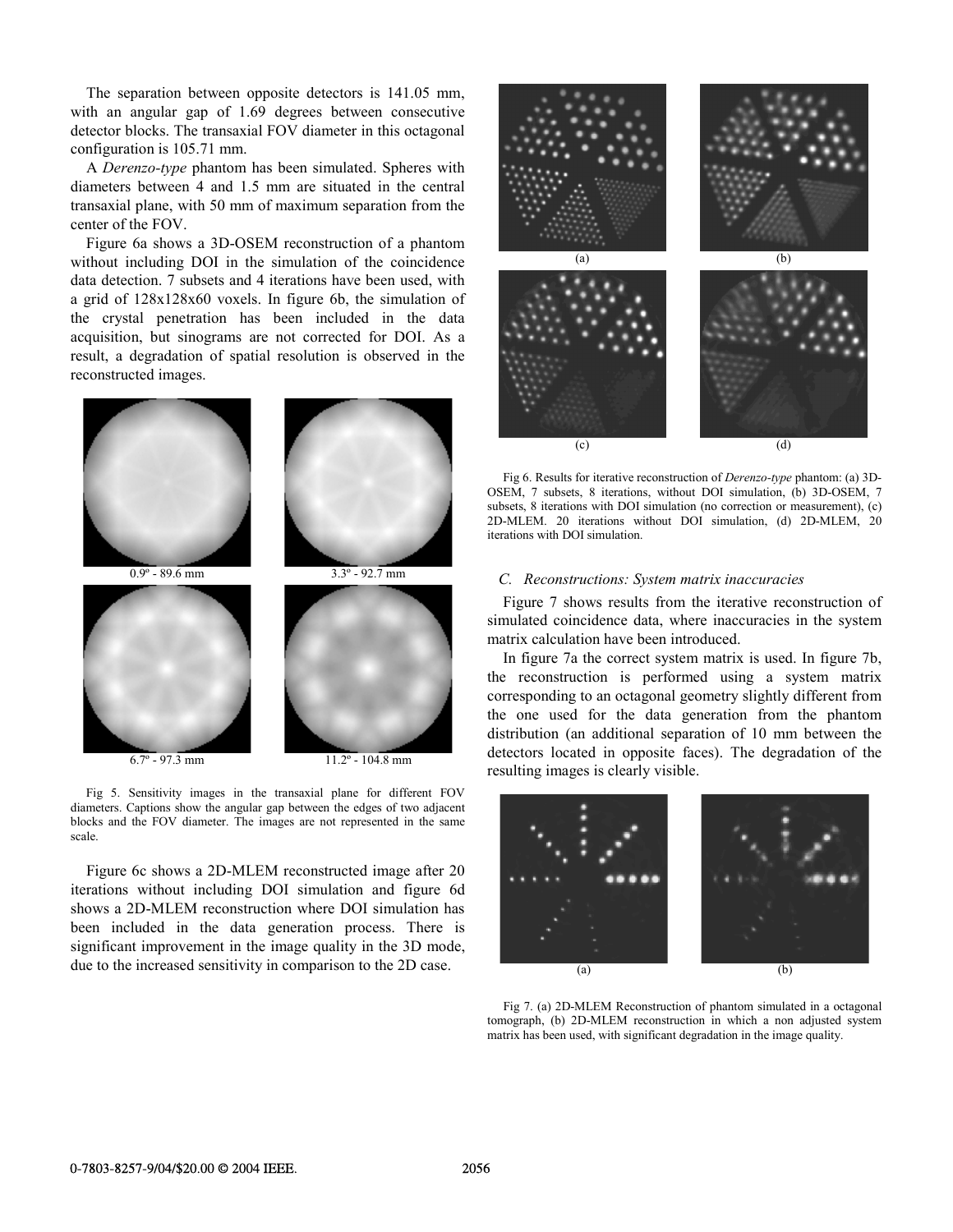The separation between opposite detectors is 141.05 mm, with an angular gap of 1.69 degrees between consecutive detector blocks. The transaxial FOV diameter in this octagonal configuration is 105.71 mm.

A *Derenzo-type* phantom has been simulated. Spheres with diameters between 4 and 1.5 mm are situated in the central transaxial plane, with 50 mm of maximum separation from the center of the FOV.

Figure 6a shows a 3D-OSEM reconstruction of a phantom without including DOI in the simulation of the coincidence data detection. 7 subsets and 4 iterations have been used, with a grid of 128x128x60 voxels. In figure 6b, the simulation of the crystal penetration has been included in the data acquisition, but sinograms are not corrected for DOI. As a result, a degradation of spatial resolution is observed in the reconstructed images.

0.9º - 89.6 mm

3.3º - 92.7 mm

6.7º - 97.3 mm

11.2º - 104.8 mm

Fig 5. Sensitivity images in the transaxial plane for different FOV diameters. Captions show the angular gap between the edges of two adjacent blocks and the FOV diameter. The images are not represented in the same scale.

Figure 6c shows a 2D-MLEM reconstructed image after 20 iterations without including DOI simulation and figure 6d shows a 2D-MLEM reconstruction where DOI simulation has been included in the data generation process. There is significant improvement in the image quality in the 3D mode, due to the increased sensitivity in comparison to the 2D case.

(a) (b)

(c) (d)

Fig 6. Results for iterative reconstruction of *Derenzo-type* phantom: (a) 3D-OSEM, 7 subsets, 8 iterations, without DOI simulation, (b) 3D-OSEM, 7 subsets, 8 iterations with DOI simulation (no correction or measurement), (c) 2D-MLEM. 20 iterations without DOI simulation, (d) 2D-MLEM, 20 iterations with DOI simulation.

### *C. Reconstructions: System matrix inaccuracies*

Figure 7 shows results from the iterative reconstruction of simulated coincidence data, where inaccuracies in the system matrix calculation have been introduced.

In figure 7a the correct system matrix is used. In figure 7b, the reconstruction is performed using a system matrix corresponding to an octagonal geometry slightly different from the one used for the data generation from the phantom distribution (an additional separation of 10 mm between the detectors located in opposite faces). The degradation of the resulting images is clearly visible.

(a) (b)

Fig 7. (a) 2D-MLEM Reconstruction of phantom simulated in a octagonal tomograph, (b) 2D-MLEM reconstruction in which a non adjusted system matrix has been used, with significant degradation in the image quality.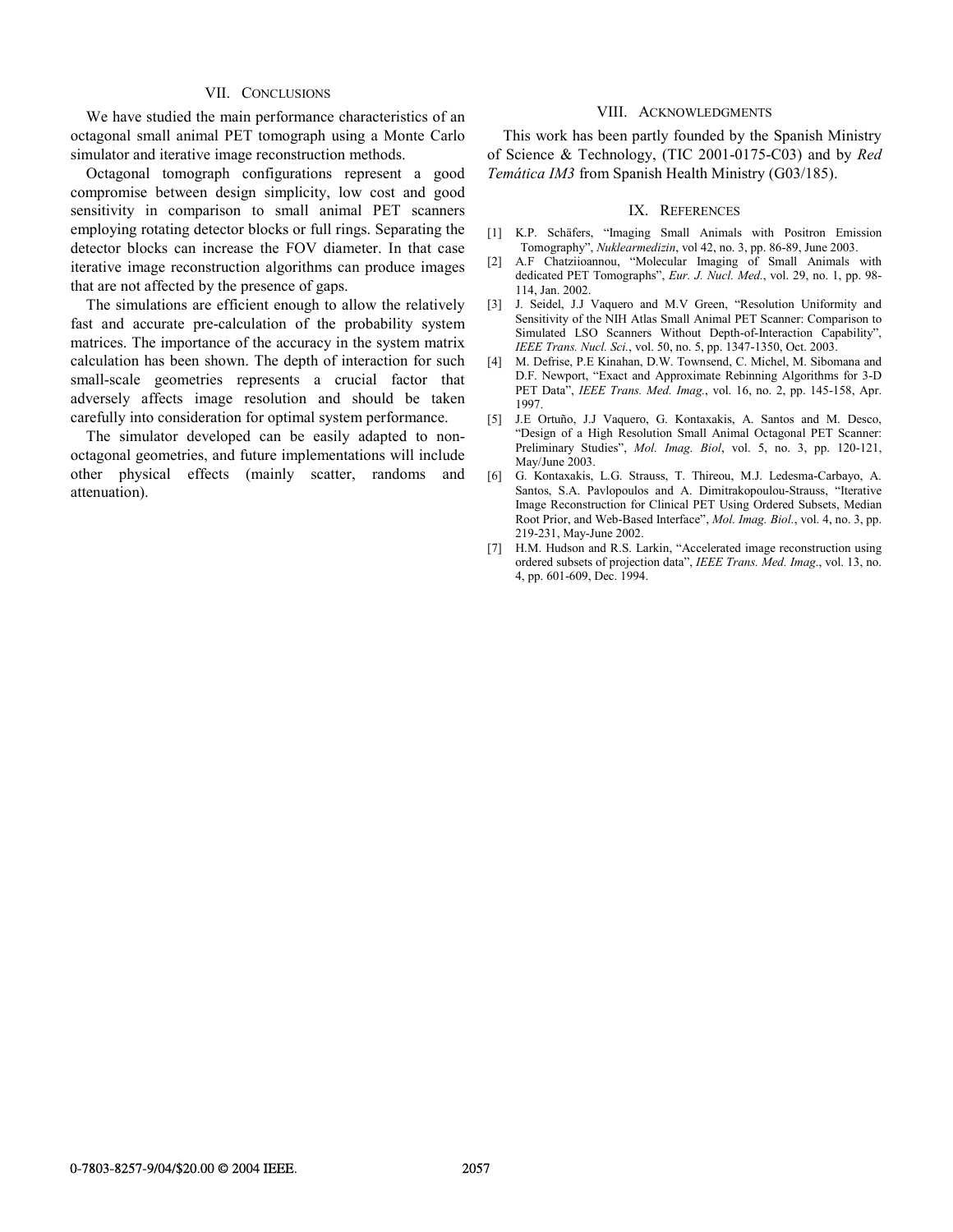## VII. Conclusions

We have studied the main performance characteristics of an octagonal small animal PET tomograph using a Monte Carlo simulator and iterative image reconstruction methods.

Octagonal tomograph configurations represent a good compromise between design simplicity, low cost and good sensitivity in comparison to small animal PET scanners employing rotating detector blocks or full rings. Separating the detector blocks can increase the FOV diameter. In that case iterative image reconstruction algorithms can produce images that are not affected by the presence of gaps.

The simulations are efficient enough to allow the relatively fast and accurate pre-calculation of the probability system matrices. The importance of the accuracy in the system matrix calculation has been shown. The depth of interaction for such small-scale geometries represents a crucial factor that adversely affects image resolution and should be taken carefully into consideration for optimal system performance.

The simulator developed can be easily adapted to non-octagonal geometries, and future implementations will include other physical effects (mainly scatter, randoms and attenuation).

## VIII. Acknowledgments

This work has been partly founded by the Spanish Ministry of Science & Technology, (TIC 2001-0175-C03) and by *Red Temática IM3* from Spanish Health Ministry (G03/185).

## IX. References

[1] K.P. Schäfers, "Imaging Small Animals with Positron Emission Tomography", *Nuklearmedizin*, vol 42, no. 3, pp. 86-89, June 2003.

[2] A.F Chatziioannou, "Molecular Imaging of Small Animals with dedicated PET Tomographs", *Eur. J. Nucl. Med.*, vol. 29, no. 1, pp. 98-114, Jan. 2002.

[3] J. Seidel, J.J Vaquero and M.V Green, "Resolution Uniformity and Sensitivity of the NIH Atlas Small Animal PET Scanner: Comparison to Simulated LSO Scanners Without Depth-of-Interaction Capability", *IEEE Trans. Nucl. Sci.*, vol. 50, no. 5, pp. 1347-1350, Oct. 2003.

[4] M. Defrise, P.E Kinahan, D.W. Townsend, C. Michel, M. Sibomana and D.F. Newport, "Exact and Approximate Rebinning Algorithms for 3-D PET Data", *IEEE Trans. Med. Imag.*, vol. 16, no. 2, pp. 145-158, Apr. 1997.

[5] J.E Ortuño, J.J Vaquero, G. Kontaxakis, A. Santos and M. Desco, "Design of a High Resolution Small Animal Octagonal PET Scanner: Preliminary Studies", *Mol. Imag. Biol*, vol. 5, no. 3, pp. 120-121, May/June 2003.

[6] G. Kontaxakis, L.G. Strauss, T. Thireou, M.J. Ledesma-Carbayo, A. Santos, S.A. Pavlopoulos and A. Dimitrakopoulou-Strauss, "Iterative Image Reconstruction for Clinical PET Using Ordered Subsets, Median Root Prior, and Web-Based Interface", *Mol. Imag. Biol.*, vol. 4, no. 3, pp. 219-231, May-June 2002.

[7] H.M. Hudson and R.S. Larkin, "Accelerated image reconstruction using ordered subsets of projection data", *IEEE Trans. Med. Imag*., vol. 13, no. 4, pp. 601-609, Dec. 1994.